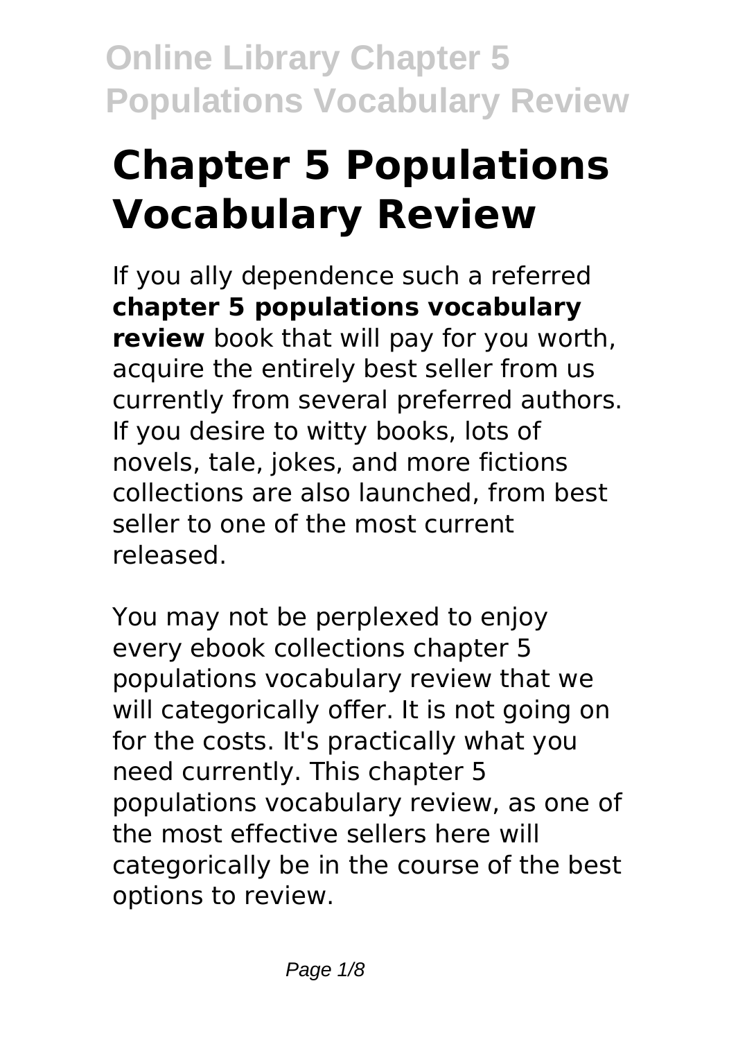# Chapter 5 Populations Vocabulary Review

If you ally dependence such a referred **chapter 5 populations vocabulary review** book that will pay for you worth, acquire the entirely best seller from us currently from several preferred authors. If you desire to witty books, lots of novels, tale, jokes, and more fictions collections are also launched, from best seller to one of the most current released.

You may not be perplexed to enjoy every ebook collections chapter 5 populations vocabulary review that we will categorically offer. It is not going on for the costs. It's practically what you need currently. This chapter 5 populations vocabulary review, as one of the most effective sellers here will categorically be in the course of the best options to review.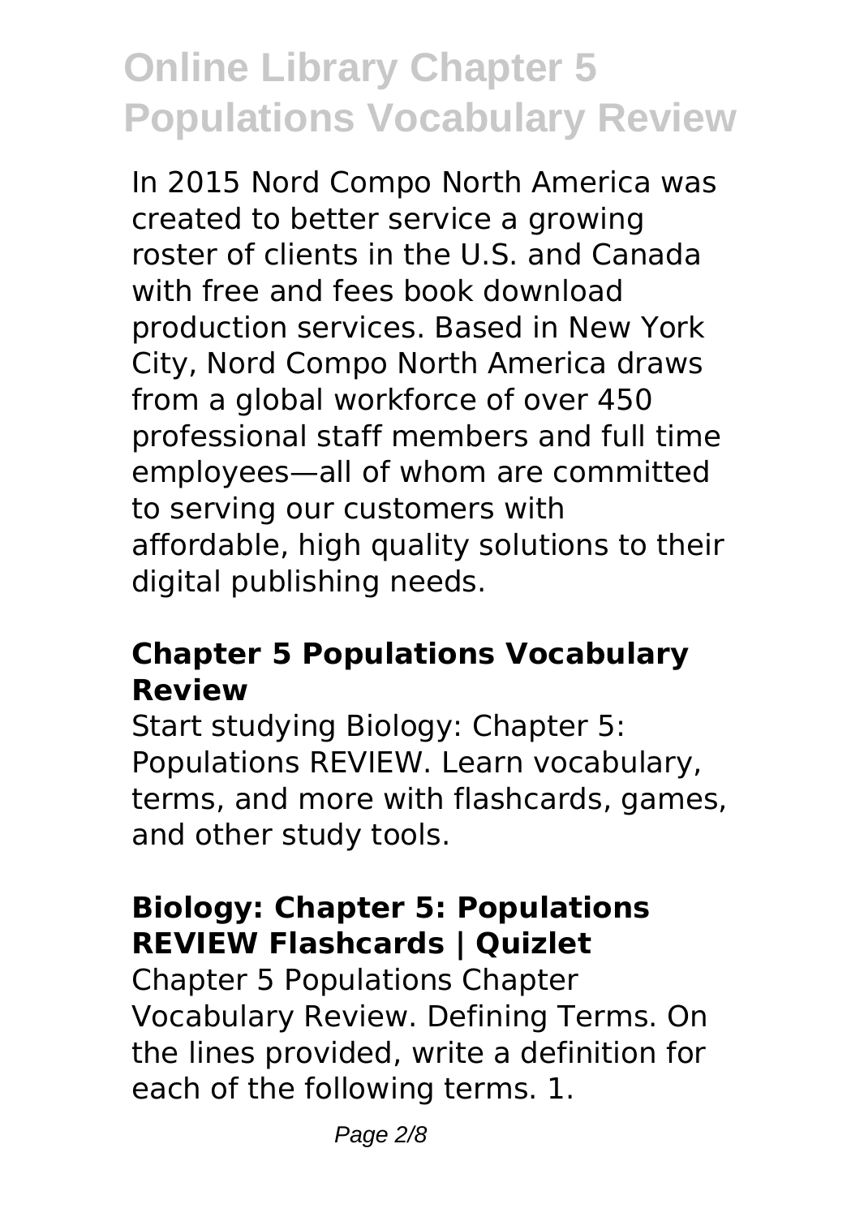In 2015 Nord Compo North America was created to better service a growing roster of clients in the U.S. and Canada with free and fees book download production services. Based in New York City, Nord Compo North America draws from a global workforce of over 450 professional staff members and full time employees—all of whom are committed to serving our customers with affordable, high quality solutions to their digital publishing needs.

## Chapter 5 Populations Vocabulary Review

Start studying Biology: Chapter 5: Populations REVIEW. Learn vocabulary, terms, and more with flashcards, games, and other study tools.

## Biology: Chapter 5: Populations REVIEW Flashcards | Quizlet

Chapter 5 Populations Chapter Vocabulary Review. Defining Terms. On the lines provided, write a definition for each of the following terms. 1.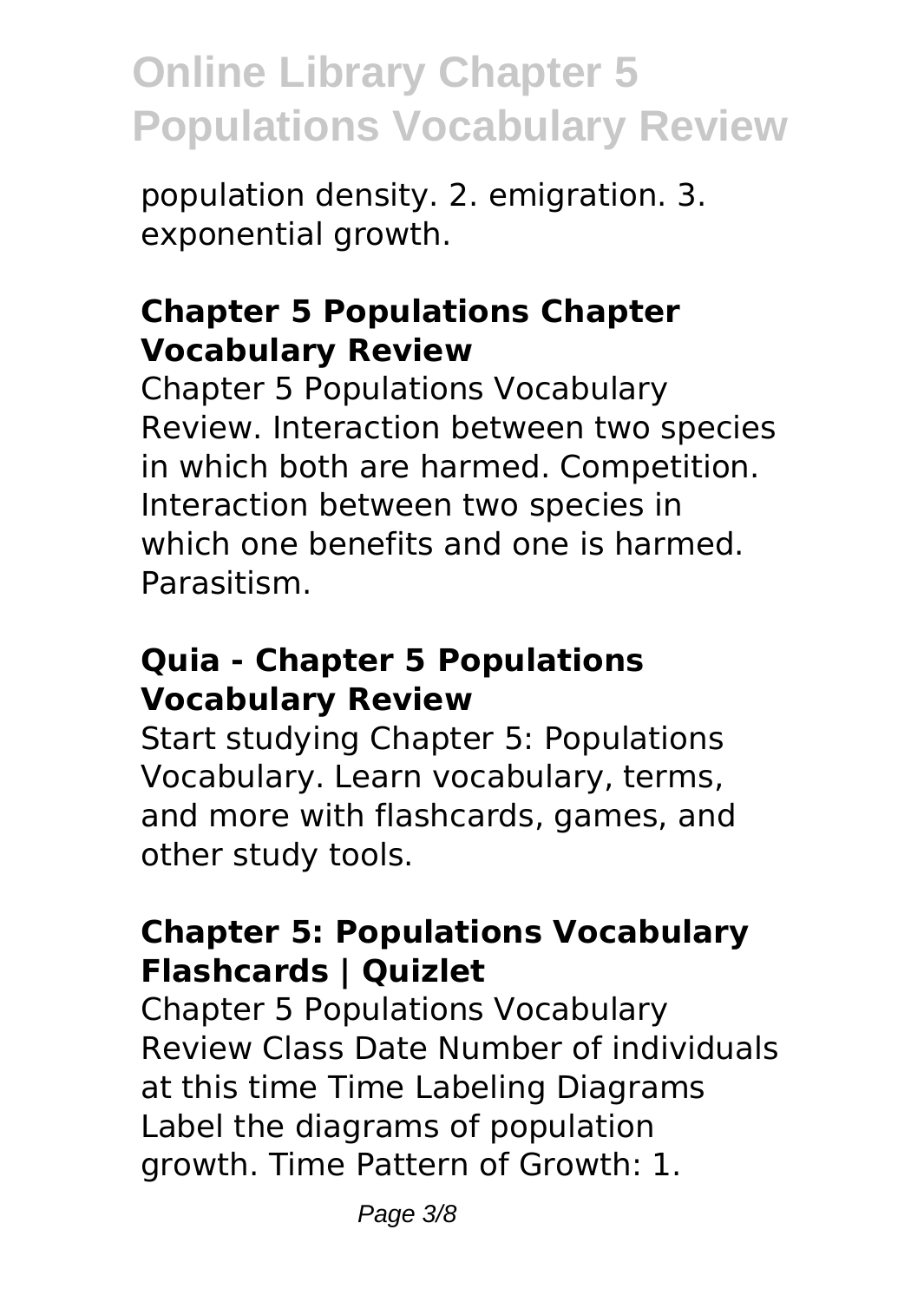population density. 2. emigration. 3. exponential growth.

### Chapter 5 Populations Chapter Vocabulary Review

Chapter 5 Populations Vocabulary Review. Interaction between two species in which both are harmed. Competition. Interaction between two species in which one benefits and one is harmed. Parasitism.

### Quia - Chapter 5 Populations Vocabulary Review

Start studying Chapter 5: Populations Vocabulary. Learn vocabulary, terms, and more with flashcards, games, and other study tools.

### Chapter 5: Populations Vocabulary Flashcards | Quizlet

Chapter 5 Populations Vocabulary Review Class Date Number of individuals at this time Time Labeling Diagrams Label the diagrams of population growth. Time Pattern of Growth: 1.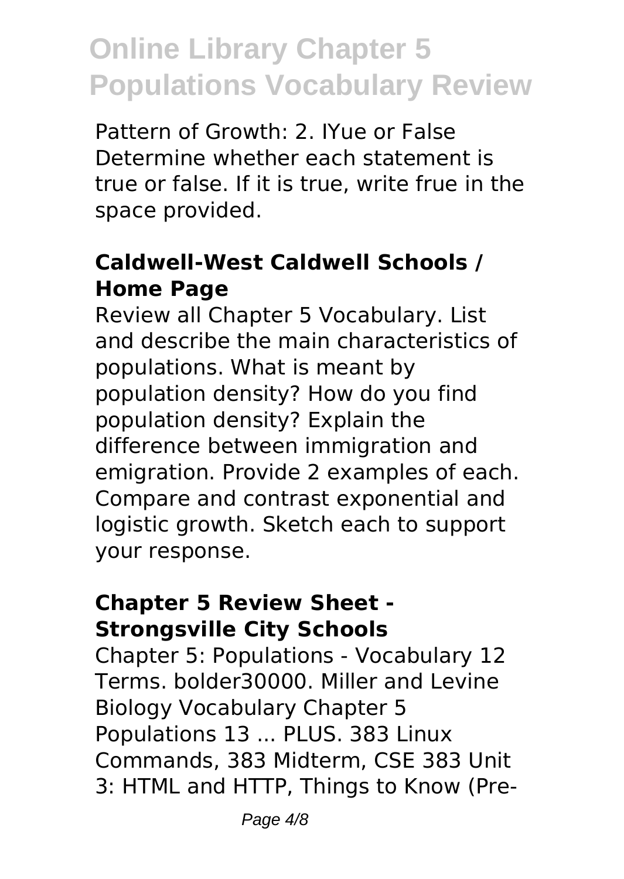Pattern of Growth: 2. IYue or False Determine whether each statement is true or false. If it is true, write frue in the space provided.

### Caldwell-West Caldwell Schools / Home Page

Review all Chapter 5 Vocabulary. List and describe the main characteristics of populations. What is meant by population density? How do you find population density? Explain the difference between immigration and emigration. Provide 2 examples of each. Compare and contrast exponential and logistic growth. Sketch each to support your response.

### Chapter 5 Review Sheet - Strongsville City Schools

Chapter 5: Populations - Vocabulary 12 Terms. bolder30000. Miller and Levine Biology Vocabulary Chapter 5 Populations 13 ... PLUS. 383 Linux Commands, 383 Midterm, CSE 383 Unit 3: HTML and HTTP, Things to Know (Pre-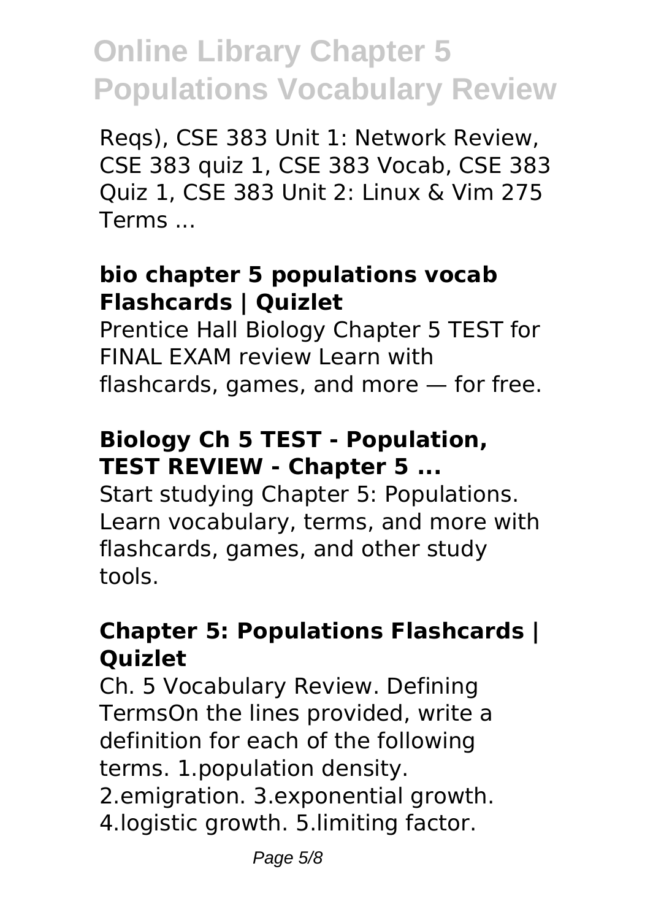Reqs), CSE 383 Unit 1: Network Review, CSE 383 quiz 1, CSE 383 Vocab, CSE 383 Quiz 1, CSE 383 Unit 2: Linux & Vim 275 Terms ...

### bio chapter 5 populations vocab Flashcards | Quizlet

Prentice Hall Biology Chapter 5 TEST for FINAL EXAM review Learn with flashcards, games, and more — for free.

### Biology Ch 5 TEST - Population, TEST REVIEW - Chapter 5 ...

Start studying Chapter 5: Populations. Learn vocabulary, terms, and more with flashcards, games, and other study tools.

### Chapter 5: Populations Flashcards | Quizlet

Ch. 5 Vocabulary Review. Defining TermsOn the lines provided, write a definition for each of the following terms. 1.population density. 2.emigration. 3.exponential growth. 4.logistic growth. 5.limiting factor.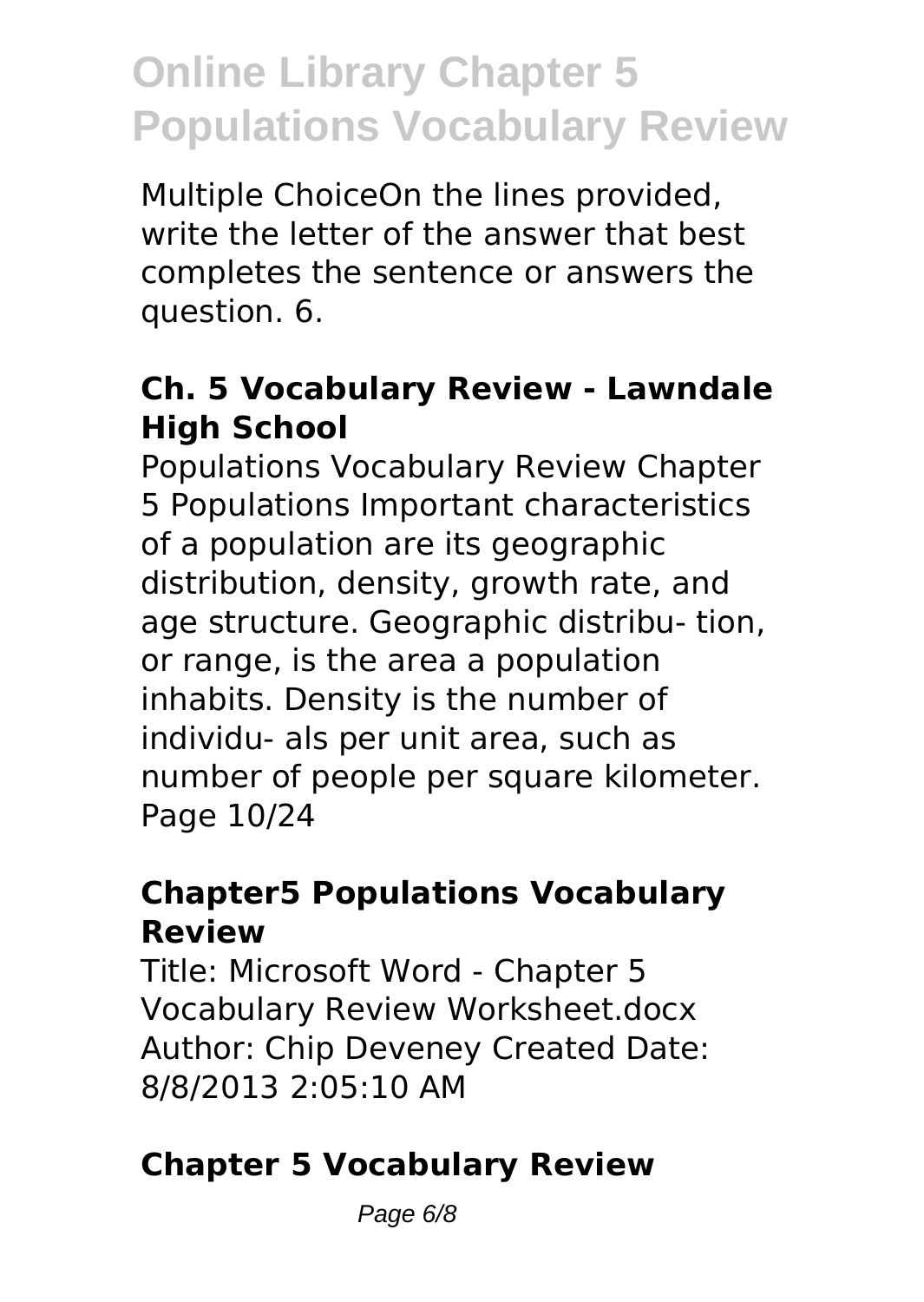Multiple ChoiceOn the lines provided, write the letter of the answer that best completes the sentence or answers the question. 6.

### Ch. 5 Vocabulary Review - Lawndale High School

Populations Vocabulary Review Chapter 5 Populations Important characteristics of a population are its geographic distribution, density, growth rate, and age structure. Geographic distribu- tion, or range, is the area a population inhabits. Density is the number of individu- als per unit area, such as number of people per square kilometer. Page 10/24

### Chapter5 Populations Vocabulary Review

Title: Microsoft Word - Chapter 5 Vocabulary Review Worksheet.docx Author: Chip Deveney Created Date: 8/8/2013 2:05:10 AM

### Chapter 5 Vocabulary Review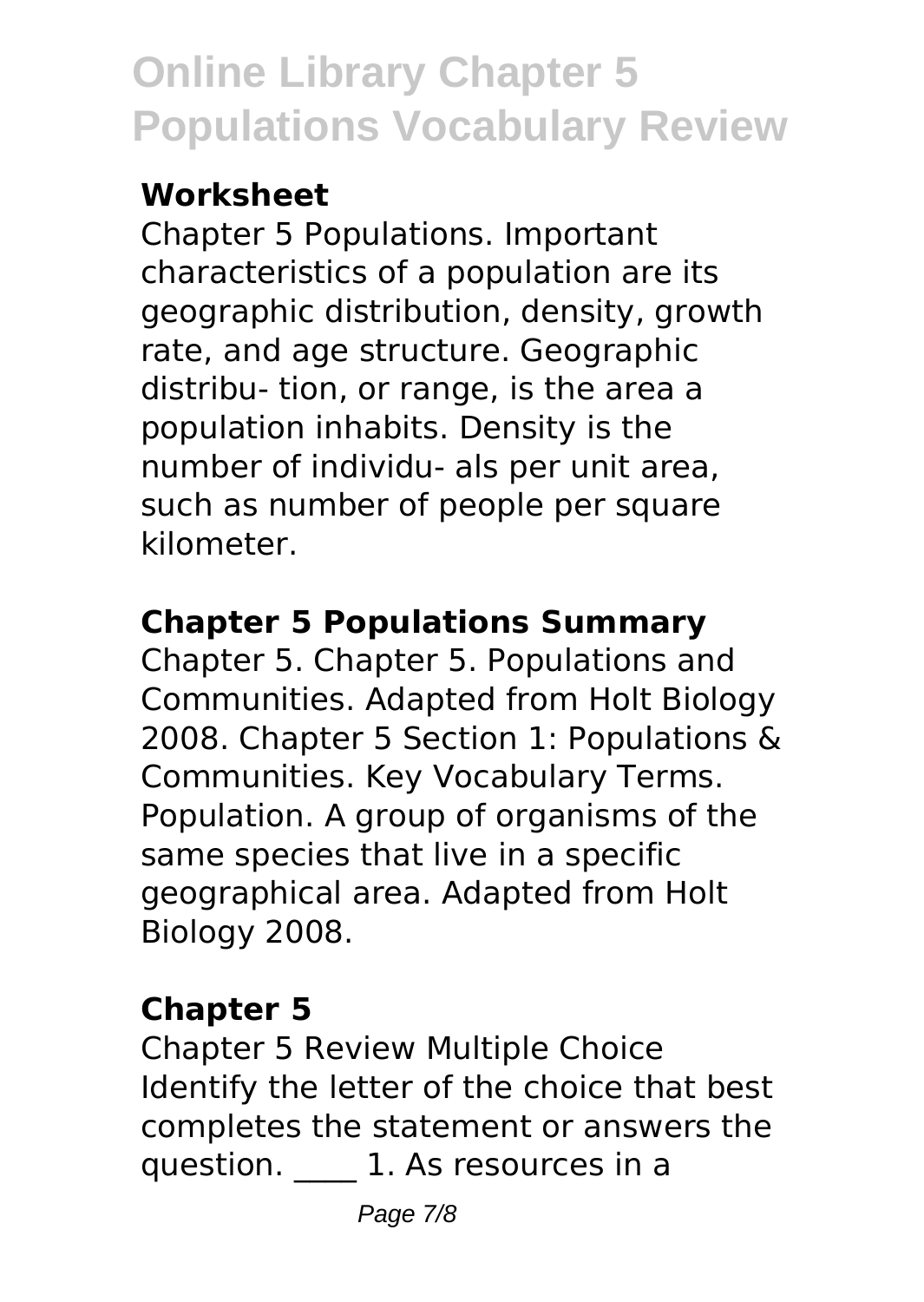### Worksheet

Chapter 5 Populations. Important characteristics of a population are its geographic distribution, density, growth rate, and age structure. Geographic distribu- tion, or range, is the area a population inhabits. Density is the number of individu- als per unit area, such as number of people per square kilometer.

### Chapter 5 Populations Summary

Chapter 5. Chapter 5. Populations and Communities. Adapted from Holt Biology 2008. Chapter 5 Section 1: Populations & Communities. Key Vocabulary Terms. Population. A group of organisms of the same species that live in a specific geographical area. Adapted from Holt Biology 2008.

### Chapter 5

Chapter 5 Review Multiple Choice Identify the letter of the choice that best completes the statement or answers the question. ____ 1. As resources in a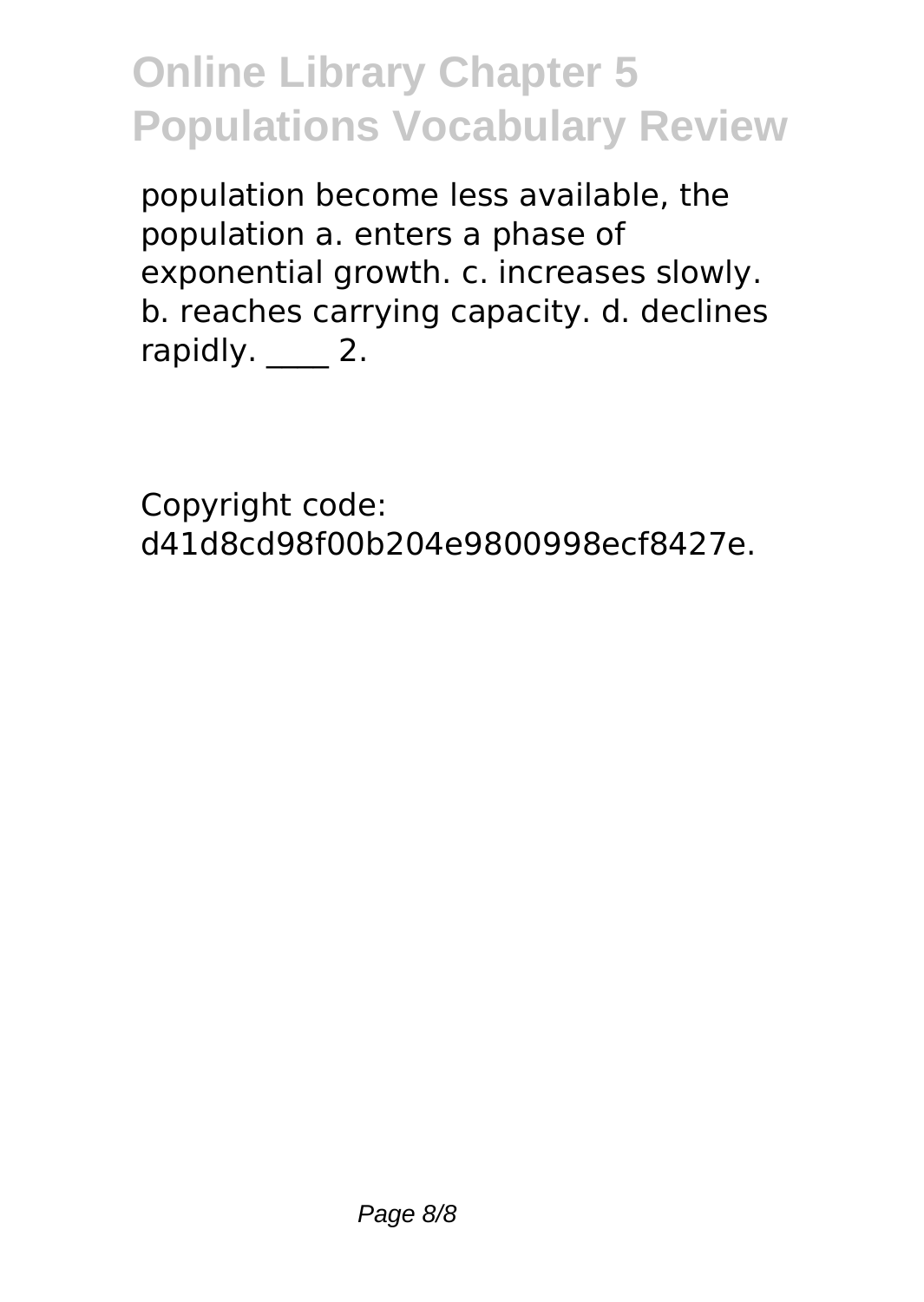population become less available, the population a. enters a phase of exponential growth. c. increases slowly. b. reaches carrying capacity. d. declines rapidly. ____ 2.

Copyright code: d41d8cd98f00b204e9800998ecf8427e.